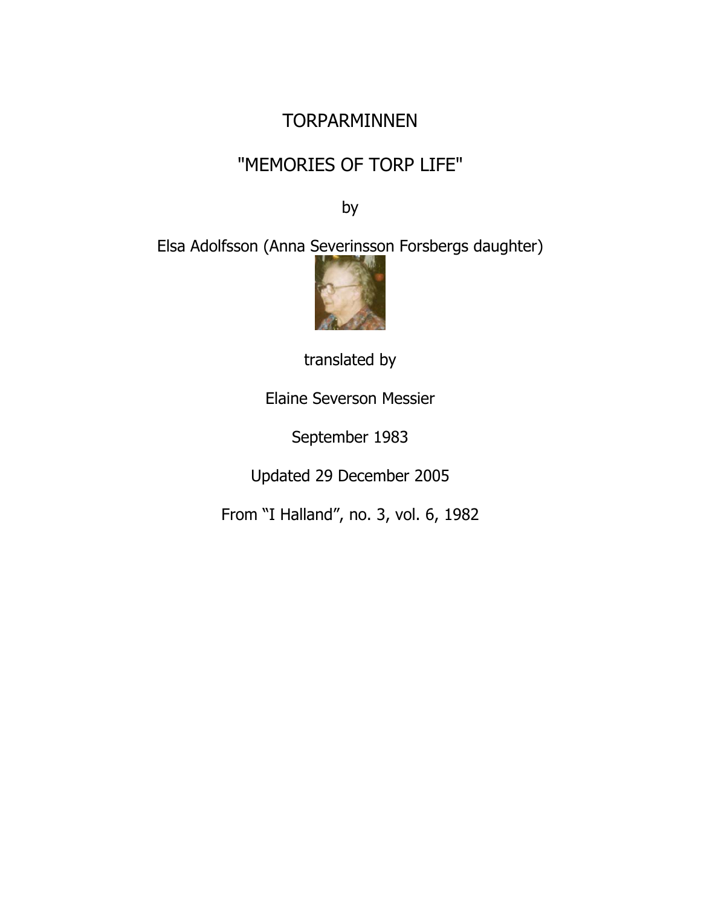# TORPARMINNEN

## "MEMORIES OF TORP LIFE"

by

Elsa Adolfsson (Anna Severinsson Forsbergs daughter)

translated by

Elaine Severson Messier

September 1983

Updated 29 December 2005

From “I Halland”, no. 3, vol. 6, 1982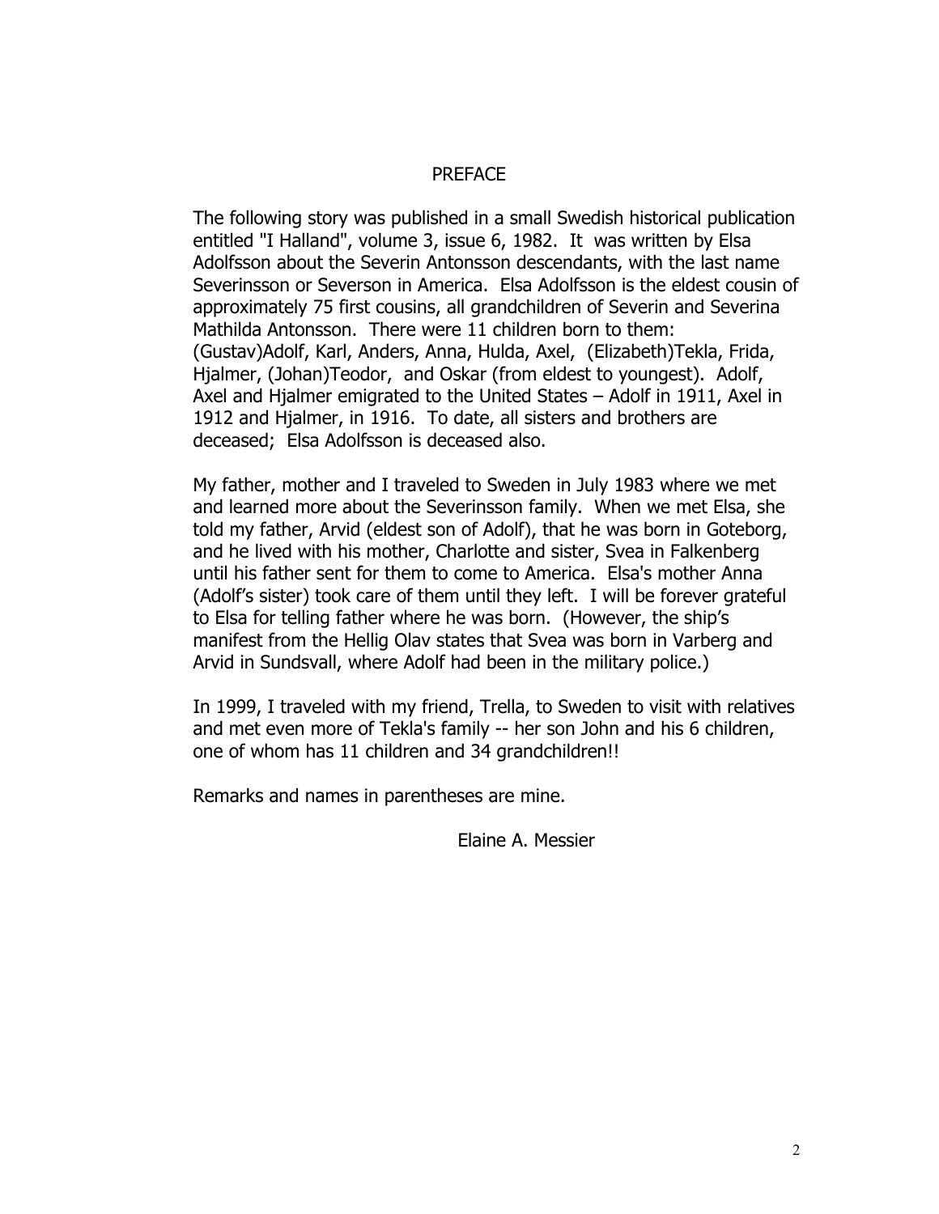# PREFACE

The following story was published in a small Swedish historical publication entitled "I Halland", volume 3, issue 6, 1982. It was written by Elsa Adolfsson about the Severin Antonsson descendants, with the last name Severinsson or Severson in America. Elsa Adolfsson is the eldest cousin of approximately 75 first cousins, all grandchildren of Severin and Severina Mathilda Antonsson. There were 11 children born to them: (Gustav)Adolf, Karl, Anders, Anna, Hulda, Axel, (Elizabeth)Tekla, Frida, Hjalmer, (Johan)Teodor, and Oskar (from eldest to youngest). Adolf, Axel and Hjalmer emigrated to the United States – Adolf in 1911, Axel in 1912 and Hjalmer, in 1916. To date, all sisters and brothers are deceased; Elsa Adolfsson is deceased also.

My father, mother and I traveled to Sweden in July 1983 where we met and learned more about the Severinsson family. When we met Elsa, she told my father, Arvid (eldest son of Adolf), that he was born in Goteborg, and he lived with his mother, Charlotte and sister, Svea in Falkenberg until his father sent for them to come to America. Elsa's mother Anna (Adolf's sister) took care of them until they left. I will be forever grateful to Elsa for telling father where he was born. (However, the ship's manifest from the Hellig Olav states that Svea was born in Varberg and Arvid in Sundsvall, where Adolf had been in the military police.)

In 1999, I traveled with my friend, Trella, to Sweden to visit with relatives and met even more of Tekla's family -- her son John and his 6 children, one of whom has 11 children and 34 grandchildren!!

Remarks and names in parentheses are mine.

Elaine A. Messier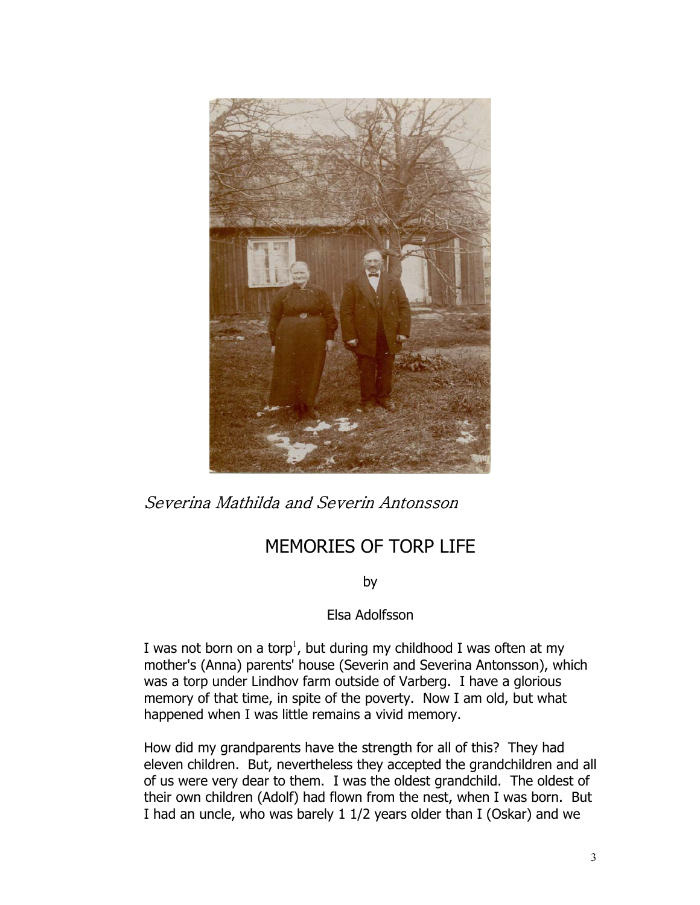*Severina Mathilda and Severin Antonsson*

# MEMORIES OF TORP LIFE

by

Elsa Adolfsson

I was not born on a torp[1], but during my childhood I was often at my mother's (Anna) parents' house (Severin and Severina Antonsson), which was a torp under Lindhov farm outside of Varberg. I have a glorious memory of that time, in spite of the poverty. Now I am old, but what happened when I was little remains a vivid memory.

How did my grandparents have the strength for all of this? They had eleven children. But, nevertheless they accepted the grandchildren and all of us were very dear to them. I was the oldest grandchild. The oldest of their own children (Adolf) had flown from the nest, when I was born. But I had an uncle, who was barely 1 1/2 years older than I (Oskar) and we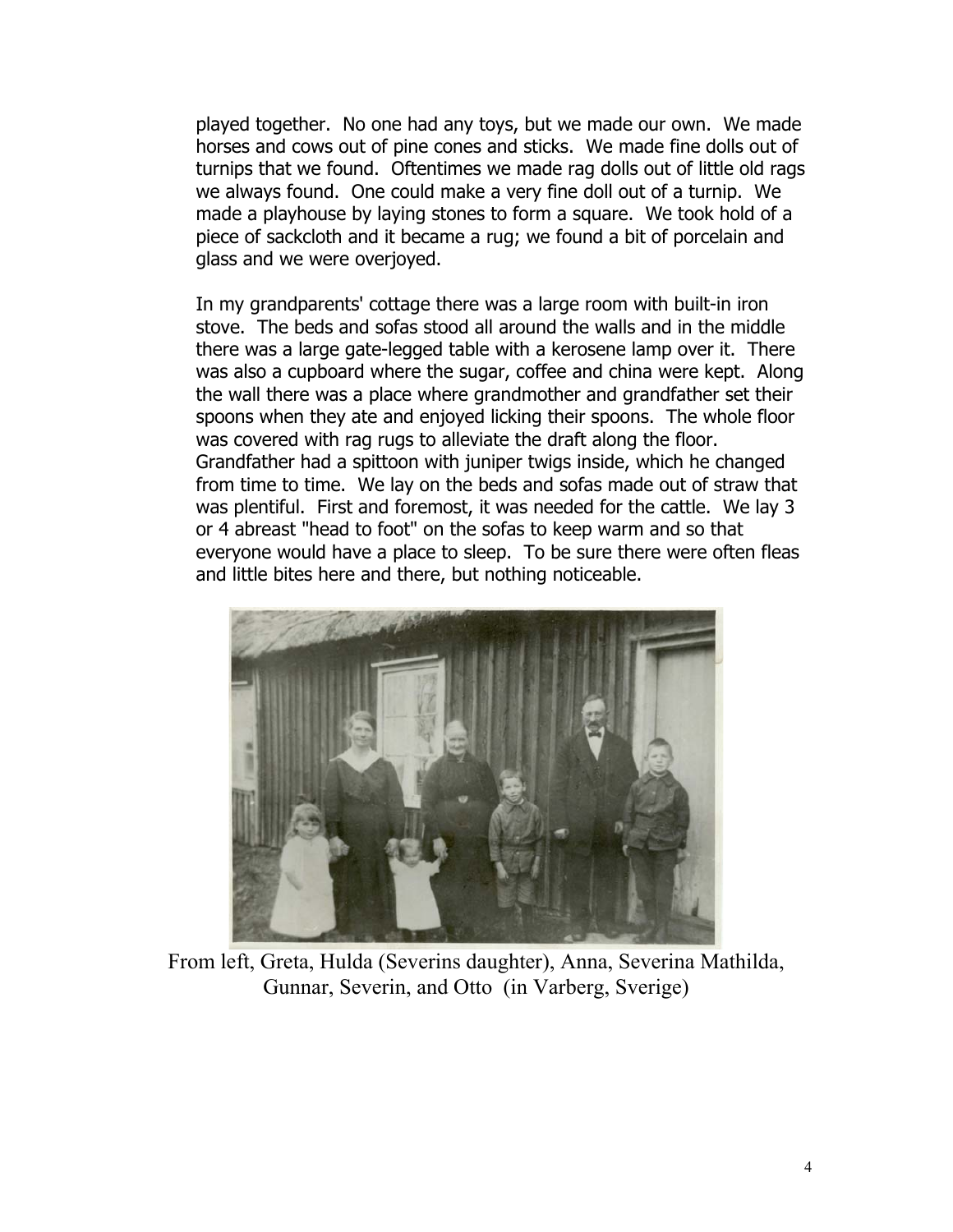played together. No one had any toys, but we made our own. We made horses and cows out of pine cones and sticks. We made fine dolls out of turnips that we found. Oftentimes we made rag dolls out of little old rags we always found. One could make a very fine doll out of a turnip. We made a playhouse by laying stones to form a square. We took hold of a piece of sackcloth and it became a rug; we found a bit of porcelain and glass and we were overjoyed.

In my grandparents' cottage there was a large room with built-in iron stove. The beds and sofas stood all around the walls and in the middle there was a large gate-legged table with a kerosene lamp over it. There was also a cupboard where the sugar, coffee and china were kept. Along the wall there was a place where grandmother and grandfather set their spoons when they ate and enjoyed licking their spoons. The whole floor was covered with rag rugs to alleviate the draft along the floor. Grandfather had a spittoon with juniper twigs inside, which he changed from time to time. We lay on the beds and sofas made out of straw that was plentiful. First and foremost, it was needed for the cattle. We lay 3 or 4 abreast "head to foot" on the sofas to keep warm and so that everyone would have a place to sleep. To be sure there were often fleas and little bites here and there, but nothing noticeable.

From left, Greta, Hulda (Severins daughter), Anna, Severina Mathilda, Gunnar, Severin, and Otto (in Varberg, Sverige)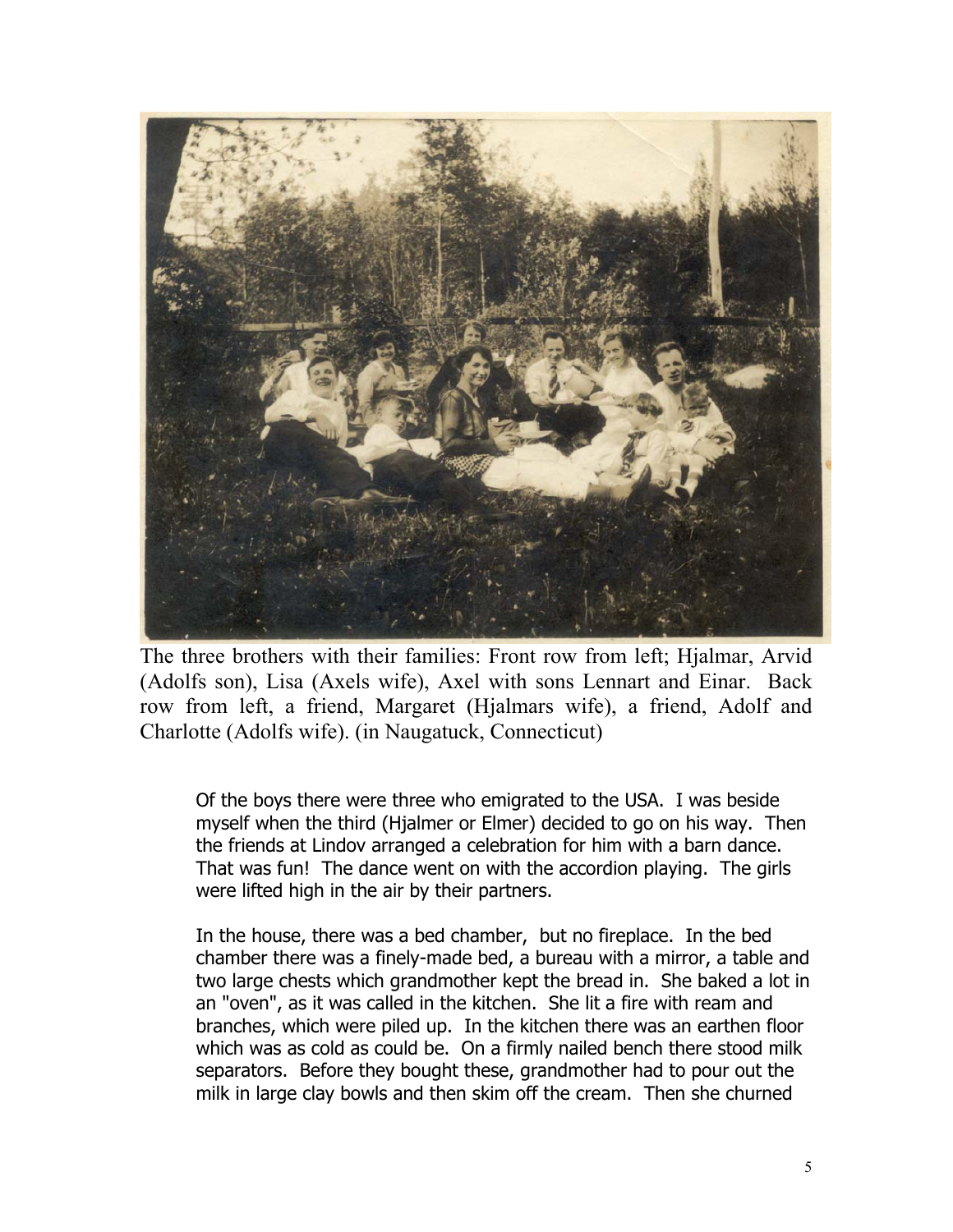The three brothers with their families: Front row from left; Hjalmar, Arvid (Adolfs son), Lisa (Axels wife), Axel with sons Lennart and Einar. Back row from left, a friend, Margaret (Hjalmars wife), a friend, Adolf and Charlotte (Adolfs wife). (in Naugatuck, Connecticut)

Of the boys there were three who emigrated to the USA. I was beside myself when the third (Hjalmer or Elmer) decided to go on his way. Then the friends at Lindov arranged a celebration for him with a barn dance. That was fun! The dance went on with the accordion playing. The girls were lifted high in the air by their partners.

In the house, there was a bed chamber, but no fireplace. In the bed chamber there was a finely-made bed, a bureau with a mirror, a table and two large chests which grandmother kept the bread in. She baked a lot in an "oven", as it was called in the kitchen. She lit a fire with ream and branches, which were piled up. In the kitchen there was an earthen floor which was as cold as could be. On a firmly nailed bench there stood milk separators. Before they bought these, grandmother had to pour out the milk in large clay bowls and then skim off the cream. Then she churned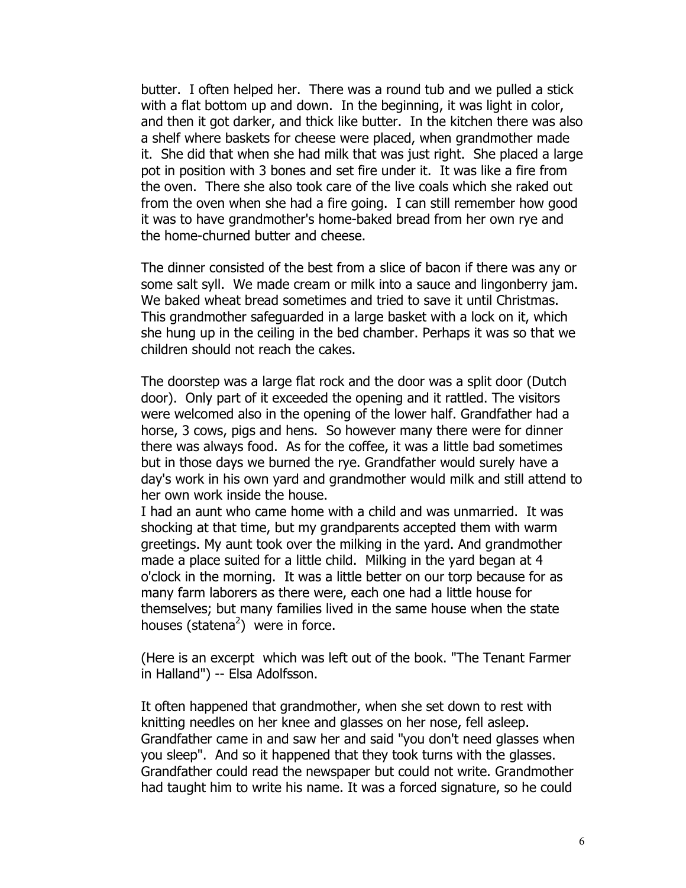butter. I often helped her. There was a round tub and we pulled a stick with a flat bottom up and down. In the beginning, it was light in color, and then it got darker, and thick like butter. In the kitchen there was also a shelf where baskets for cheese were placed, when grandmother made it. She did that when she had milk that was just right. She placed a large pot in position with 3 bones and set fire under it. It was like a fire from the oven. There she also took care of the live coals which she raked out from the oven when she had a fire going. I can still remember how good it was to have grandmother's home-baked bread from her own rye and the home-churned butter and cheese.

The dinner consisted of the best from a slice of bacon if there was any or some salt syll. We made cream or milk into a sauce and lingonberry jam. We baked wheat bread sometimes and tried to save it until Christmas. This grandmother safeguarded in a large basket with a lock on it, which she hung up in the ceiling in the bed chamber. Perhaps it was so that we children should not reach the cakes.

The doorstep was a large flat rock and the door was a split door (Dutch door). Only part of it exceeded the opening and it rattled. The visitors were welcomed also in the opening of the lower half. Grandfather had a horse, 3 cows, pigs and hens. So however many there were for dinner there was always food. As for the coffee, it was a little bad sometimes but in those days we burned the rye. Grandfather would surely have a day's work in his own yard and grandmother would milk and still attend to her own work inside the house.
I had an aunt who came home with a child and was unmarried. It was shocking at that time, but my grandparents accepted them with warm greetings. My aunt took over the milking in the yard. And grandmother made a place suited for a little child. Milking in the yard began at 4 o'clock in the morning. It was a little better on our torp because for as many farm laborers as there were, each one had a little house for themselves; but many families lived in the same house when the state houses (statena[2]) were in force.

(Here is an excerpt which was left out of the book. "The Tenant Farmer in Halland") -- Elsa Adolfsson.

It often happened that grandmother, when she set down to rest with knitting needles on her knee and glasses on her nose, fell asleep. Grandfather came in and saw her and said "you don't need glasses when you sleep". And so it happened that they took turns with the glasses. Grandfather could read the newspaper but could not write. Grandmother had taught him to write his name. It was a forced signature, so he could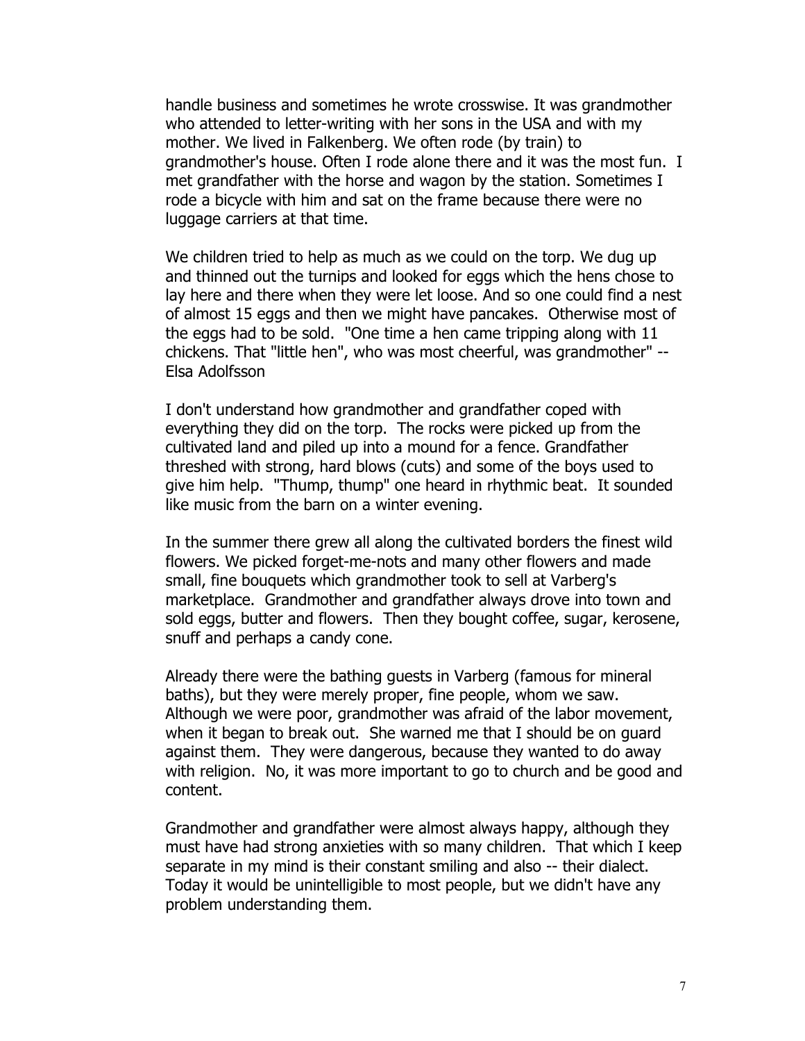handle business and sometimes he wrote crosswise. It was grandmother who attended to letter-writing with her sons in the USA and with my mother. We lived in Falkenberg. We often rode (by train) to grandmother's house. Often I rode alone there and it was the most fun. I met grandfather with the horse and wagon by the station. Sometimes I rode a bicycle with him and sat on the frame because there were no luggage carriers at that time.

We children tried to help as much as we could on the torp. We dug up and thinned out the turnips and looked for eggs which the hens chose to lay here and there when they were let loose. And so one could find a nest of almost 15 eggs and then we might have pancakes. Otherwise most of the eggs had to be sold. "One time a hen came tripping along with 11 chickens. That "little hen", who was most cheerful, was grandmother" -- Elsa Adolfsson

I don't understand how grandmother and grandfather coped with everything they did on the torp. The rocks were picked up from the cultivated land and piled up into a mound for a fence. Grandfather threshed with strong, hard blows (cuts) and some of the boys used to give him help. "Thump, thump" one heard in rhythmic beat. It sounded like music from the barn on a winter evening.

In the summer there grew all along the cultivated borders the finest wild flowers. We picked forget-me-nots and many other flowers and made small, fine bouquets which grandmother took to sell at Varberg's marketplace. Grandmother and grandfather always drove into town and sold eggs, butter and flowers. Then they bought coffee, sugar, kerosene, snuff and perhaps a candy cone.

Already there were the bathing guests in Varberg (famous for mineral baths), but they were merely proper, fine people, whom we saw. Although we were poor, grandmother was afraid of the labor movement, when it began to break out. She warned me that I should be on guard against them. They were dangerous, because they wanted to do away with religion. No, it was more important to go to church and be good and content.

Grandmother and grandfather were almost always happy, although they must have had strong anxieties with so many children. That which I keep separate in my mind is their constant smiling and also -- their dialect. Today it would be unintelligible to most people, but we didn't have any problem understanding them.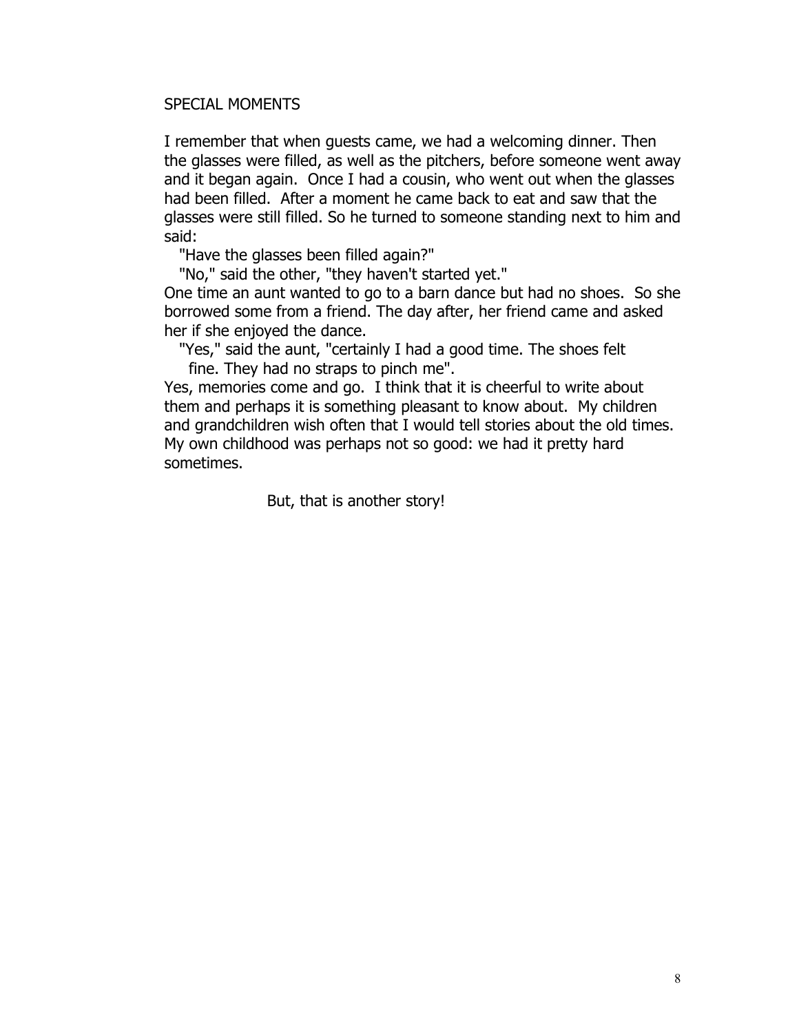## SPECIAL MOMENTS

I remember that when guests came, we had a welcoming dinner. Then the glasses were filled, as well as the pitchers, before someone went away and it began again. Once I had a cousin, who went out when the glasses had been filled. After a moment he came back to eat and saw that the glasses were still filled. So he turned to someone standing next to him and said:

"Have the glasses been filled again?"

"No," said the other, "they haven't started yet."

One time an aunt wanted to go to a barn dance but had no shoes. So she borrowed some from a friend. The day after, her friend came and asked her if she enjoyed the dance.

"Yes," said the aunt, "certainly I had a good time. The shoes felt fine. They had no straps to pinch me".

Yes, memories come and go. I think that it is cheerful to write about them and perhaps it is something pleasant to know about. My children and grandchildren wish often that I would tell stories about the old times. My own childhood was perhaps not so good: we had it pretty hard sometimes.

But, that is another story!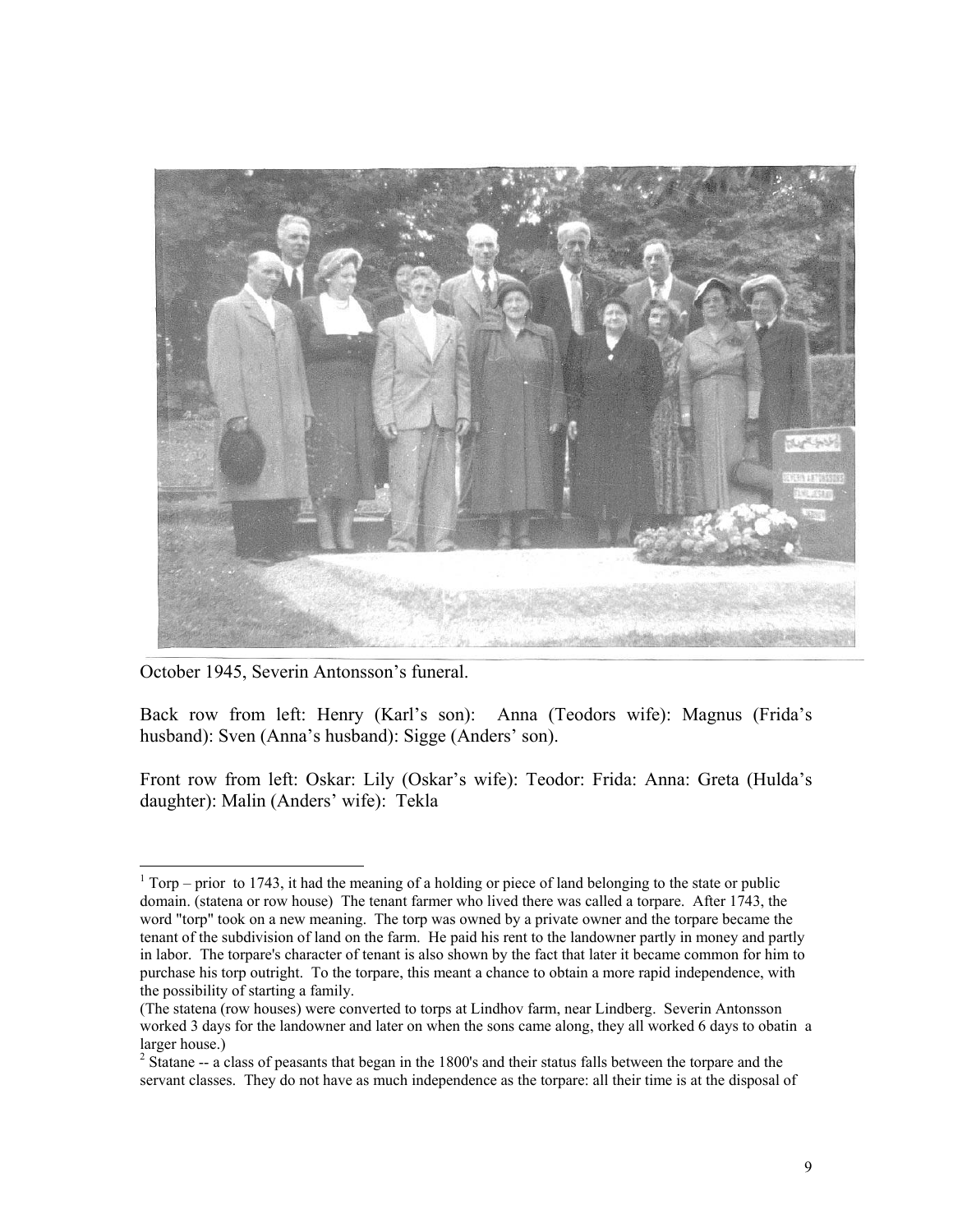October 1945, Severin Antonsson's funeral.

Back row from left: Henry (Karl's son): Anna (Teodors wife): Magnus (Frida's husband): Sven (Anna's husband): Sigge (Anders' son).

Front row from left: Oskar: Lily (Oskar's wife): Teodor: Frida: Anna: Greta (Hulda's daughter): Malin (Anders' wife): Tekla

---

[1] Torp – prior to 1743, it had the meaning of a holding or piece of land belonging to the state or public domain. (statena or row house) The tenant farmer who lived there was called a torpare. After 1743, the word "torp" took on a new meaning. The torp was owned by a private owner and the torpare became the tenant of the subdivision of land on the farm. He paid his rent to the landowner partly in money and partly in labor. The torpare's character of tenant is also shown by the fact that later it became common for him to purchase his torp outright. To the torpare, this meant a chance to obtain a more rapid independence, with the possibility of starting a family.

(The statena (row houses) were converted to torps at Lindhov farm, near Lindberg. Severin Antonsson worked 3 days for the landowner and later on when the sons came along, they all worked 6 days to obatin a larger house.)

[2] Statane -- a class of peasants that began in the 1800's and their status falls between the torpare and the servant classes. They do not have as much independence as the torpare: all their time is at the disposal of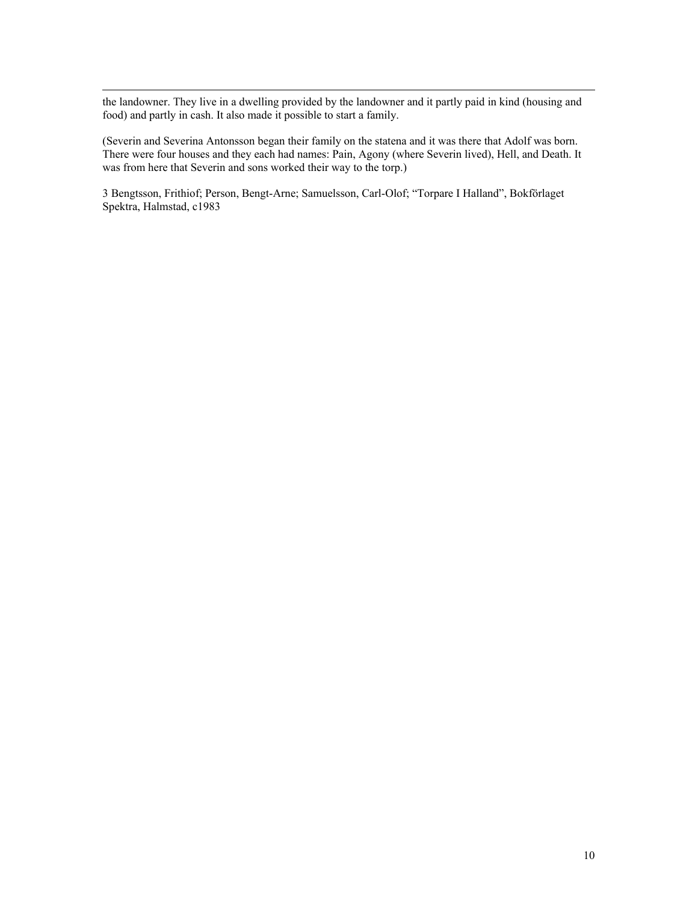the landowner. They live in a dwelling provided by the landowner and it partly paid in kind (housing and food) and partly in cash. It also made it possible to start a family.

(Severin and Severina Antonsson began their family on the statena and it was there that Adolf was born. There were four houses and they each had names: Pain, Agony (where Severin lived), Hell, and Death. It was from here that Severin and sons worked their way to the torp.)

3 Bengtsson, Frithiof; Person, Bengt-Arne; Samuelsson, Carl-Olof; “Torpare I Halland”, Bokförlaget Spektra, Halmstad, c1983